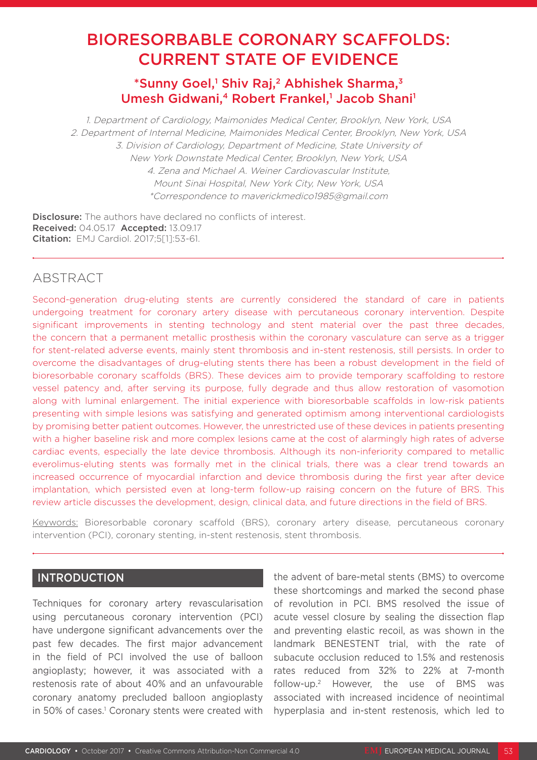# BIORESORBABLE CORONARY SCAFFOLDS: CURRENT STATE OF EVIDENCE

**\*Sunny Goel,[1] Shiv Raj,[2] Abhishek Sharma,[3] Umesh Gidwani,[4] Robert Frankel,[1] Jacob Shani[1]**

1. Department of Cardiology, Maimonides Medical Center, Brooklyn, New York, USA
2. Department of Internal Medicine, Maimonides Medical Center, Brooklyn, New York, USA
3. Division of Cardiology, Department of Medicine, State University of New York Downstate Medical Center, Brooklyn, New York, USA
4. Zena and Michael A. Weiner Cardiovascular Institute, Mount Sinai Hospital, New York City, New York, USA

*Correspondence to maverickmedico1985@gmail.com

**Disclosure:** The authors have declared no conflicts of interest.
**Received:** 04.05.17 **Accepted:** 13.09.17
**Citation:** EMJ Cardiol. 2017;5[1]:53-61.

## ABSTRACT

Second-generation drug-eluting stents are currently considered the standard of care in patients undergoing treatment for coronary artery disease with percutaneous coronary intervention. Despite significant improvements in stenting technology and stent material over the past three decades, the concern that a permanent metallic prosthesis within the coronary vasculature can serve as a trigger for stent-related adverse events, mainly stent thrombosis and in-stent restenosis, still persists. In order to overcome the disadvantages of drug-eluting stents there has been a robust development in the field of bioresorbable coronary scaffolds (BRS). These devices aim to provide temporary scaffolding to restore vessel patency and, after serving its purpose, fully degrade and thus allow restoration of vasomotion along with luminal enlargement. The initial experience with bioresorbable scaffolds in low-risk patients presenting with simple lesions was satisfying and generated optimism among interventional cardiologists by promising better patient outcomes. However, the unrestricted use of these devices in patients presenting with a higher baseline risk and more complex lesions came at the cost of alarmingly high rates of adverse cardiac events, especially the late device thrombosis. Although its non-inferiority compared to metallic everolimus-eluting stents was formally met in the clinical trials, there was a clear trend towards an increased occurrence of myocardial infarction and device thrombosis during the first year after device implantation, which persisted even at long-term follow-up raising concern on the future of BRS. This review article discusses the development, design, clinical data, and future directions in the field of BRS.

Keywords: Bioresorbable coronary scaffold (BRS), coronary artery disease, percutaneous coronary intervention (PCI), coronary stenting, in-stent restenosis, stent thrombosis.

## INTRODUCTION

Techniques for coronary artery revascularisation using percutaneous coronary intervention (PCI) have undergone significant advancements over the past few decades. The first major advancement in the field of PCI involved the use of balloon angioplasty; however, it was associated with a restenosis rate of about 40% and an unfavourable coronary anatomy precluded balloon angioplasty in 50% of cases.[1] Coronary stents were created with the advent of bare-metal stents (BMS) to overcome these shortcomings and marked the second phase of revolution in PCI. BMS resolved the issue of acute vessel closure by sealing the dissection flap and preventing elastic recoil, as was shown in the landmark BENESTENT trial, with the rate of subacute occlusion reduced to 1.5% and restenosis rates reduced from 32% to 22% at 7-month follow-up.[2] However, the use of BMS was associated with increased incidence of neointimal hyperplasia and in-stent restenosis, which led to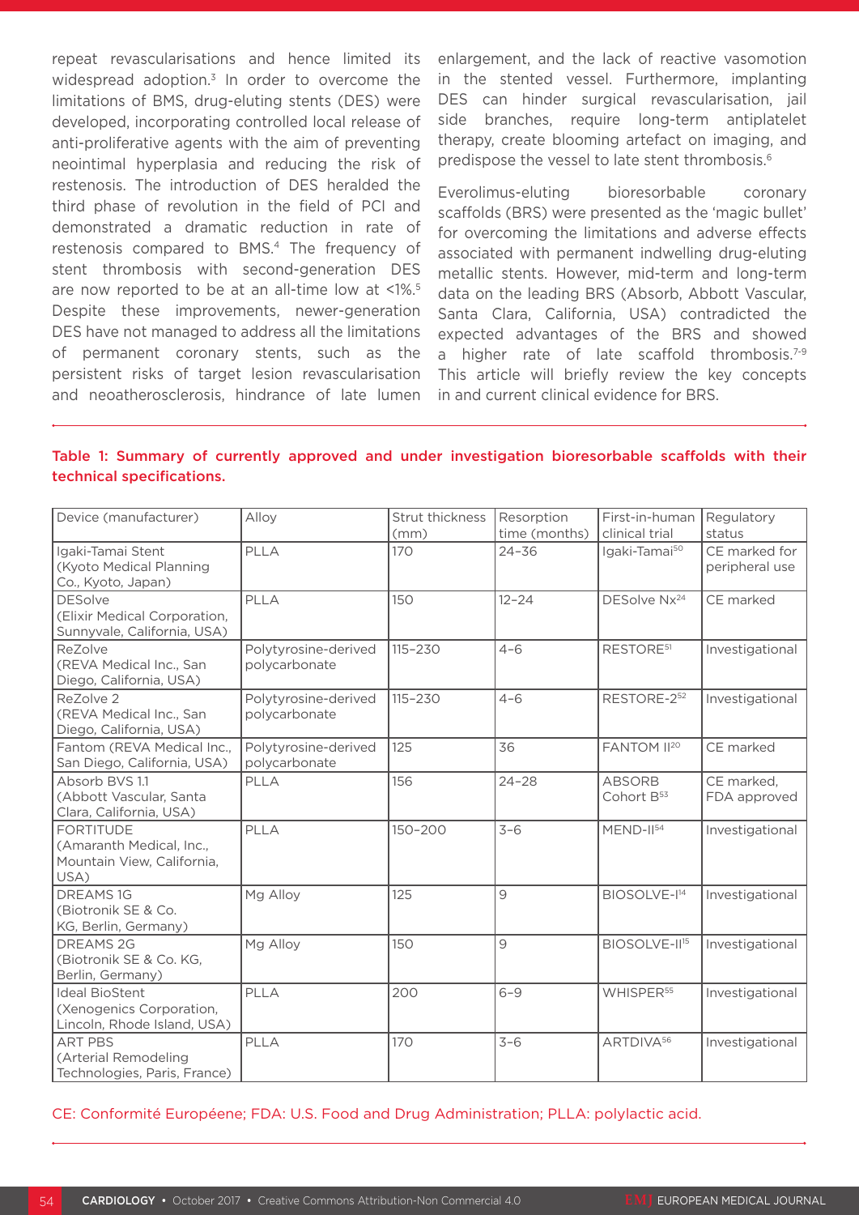repeat revascularisations and hence limited its widespread adoption.[3] In order to overcome the limitations of BMS, drug-eluting stents (DES) were developed, incorporating controlled local release of anti-proliferative agents with the aim of preventing neointimal hyperplasia and reducing the risk of restenosis. The introduction of DES heralded the third phase of revolution in the field of PCI and demonstrated a dramatic reduction in rate of restenosis compared to BMS.[4] The frequency of stent thrombosis with second-generation DES are now reported to be at an all-time low at <1%.[5] Despite these improvements, newer-generation DES have not managed to address all the limitations of permanent coronary stents, such as the persistent risks of target lesion revascularisation and neoatherosclerosis, hindrance of late lumen enlargement, and the lack of reactive vasomotion in the stented vessel. Furthermore, implanting DES can hinder surgical revascularisation, jail side branches, require long-term antiplatelet therapy, create blooming artefact on imaging, and predispose the vessel to late stent thrombosis.[6]

Everolimus-eluting bioresorbable coronary scaffolds (BRS) were presented as the 'magic bullet' for overcoming the limitations and adverse effects associated with permanent indwelling drug-eluting metallic stents. However, mid-term and long-term data on the leading BRS (Absorb, Abbott Vascular, Santa Clara, California, USA) contradicted the expected advantages of the BRS and showed a higher rate of late scaffold thrombosis.[7-9] This article will briefly review the key concepts in and current clinical evidence for BRS.

**Table 1: Summary of currently approved and under investigation bioresorbable scaffolds with their technical specifications.**

| Device (manufacturer) | Alloy | Strut thickness (mm) | Resorption time (months) | First-in-human clinical trial | Regulatory status |
|---|---|---|---|---|---|
| Igaki-Tamai Stent (Kyoto Medical Planning Co., Kyoto, Japan) | PLLA | 170 | 24–36 | Igaki-Tamai[50] | CE marked for peripheral use |
| DESolve (Elixir Medical Corporation, Sunnyvale, California, USA) | PLLA | 150 | 12–24 | DESolve Nx[24] | CE marked |
| ReZolve (REVA Medical Inc., San Diego, California, USA) | Polytyrosine-derived polycarbonate | 115–230 | 4–6 | RESTORE[51] | Investigational |
| ReZolve 2 (REVA Medical Inc., San Diego, California, USA) | Polytyrosine-derived polycarbonate | 115–230 | 4–6 | RESTORE-2[52] | Investigational |
| Fantom (REVA Medical Inc., San Diego, California, USA) | Polytyrosine-derived polycarbonate | 125 | 36 | FANTOM II[20] | CE marked |
| Absorb BVS 1.1 (Abbott Vascular, Santa Clara, California, USA) | PLLA | 156 | 24–28 | ABSORB Cohort B[53] | CE marked, FDA approved |
| FORTITUDE (Amaranth Medical, Inc., Mountain View, California, USA) | PLLA | 150–200 | 3–6 | MEND-II[54] | Investigational |
| DREAMS 1G (Biotronik SE & Co. KG, Berlin, Germany) | Mg Alloy | 125 | 9 | BIOSOLVE-I[14] | Investigational |
| DREAMS 2G (Biotronik SE & Co. KG, Berlin, Germany) | Mg Alloy | 150 | 9 | BIOSOLVE-II[15] | Investigational |
| Ideal BioStent (Xenogenics Corporation, Lincoln, Rhode Island, USA) | PLLA | 200 | 6–9 | WHISPER[55] | Investigational |
| ART PBS (Arterial Remodeling Technologies, Paris, France) | PLLA | 170 | 3–6 | ARTDIVA[56] | Investigational |

CE: Conformité Européene; FDA: U.S. Food and Drug Administration; PLLA: polylactic acid.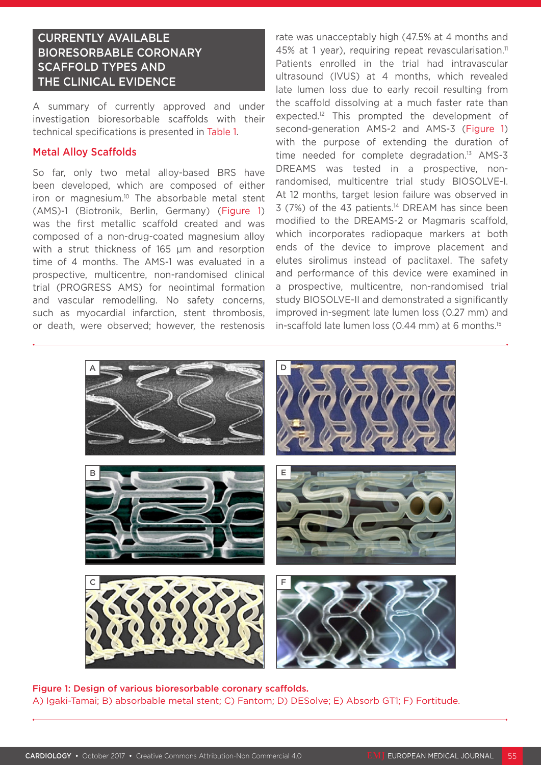## CURRENTLY AVAILABLE BIORESORBABLE CORONARY SCAFFOLD TYPES AND THE CLINICAL EVIDENCE

A summary of currently approved and under investigation bioresorbable scaffolds with their technical specifications is presented in Table 1.

### Metal Alloy Scaffolds

So far, only two metal alloy-based BRS have been developed, which are composed of either iron or magnesium.[10] The absorbable metal stent (AMS)-1 (Biotronik, Berlin, Germany) (Figure 1) was the first metallic scaffold created and was composed of a non-drug-coated magnesium alloy with a strut thickness of 165 µm and resorption time of 4 months. The AMS-1 was evaluated in a prospective, multicentre, non-randomised clinical trial (PROGRESS AMS) for neointimal formation and vascular remodelling. No safety concerns, such as myocardial infarction, stent thrombosis, or death, were observed; however, the restenosis rate was unacceptably high (47.5% at 4 months and 45% at 1 year), requiring repeat revascularisation.[11] Patients enrolled in the trial had intravascular ultrasound (IVUS) at 4 months, which revealed late lumen loss due to early recoil resulting from the scaffold dissolving at a much faster rate than expected.[12] This prompted the development of second-generation AMS-2 and AMS-3 (Figure 1) with the purpose of extending the duration of time needed for complete degradation.[13] AMS-3 DREAMS was tested in a prospective, non-randomised, multicentre trial study BIOSOLVE-I. At 12 months, target lesion failure was observed in 3 (7%) of the 43 patients.[14] DREAM has since been modified to the DREAMS-2 or Magmaris scaffold, which incorporates radiopaque markers at both ends of the device to improve placement and elutes sirolimus instead of paclitaxel. The safety and performance of this device were examined in a prospective, multicentre, non-randomised trial study BIOSOLVE-II and demonstrated a significantly improved in-segment late lumen loss (0.27 mm) and in-scaffold late lumen loss (0.44 mm) at 6 months.[15]

**Figure 1: Design of various bioresorbable coronary scaffolds.**
A) Igaki-Tamai; B) absorbable metal stent; C) Fantom; D) DESolve; E) Absorb GT1; F) Fortitude.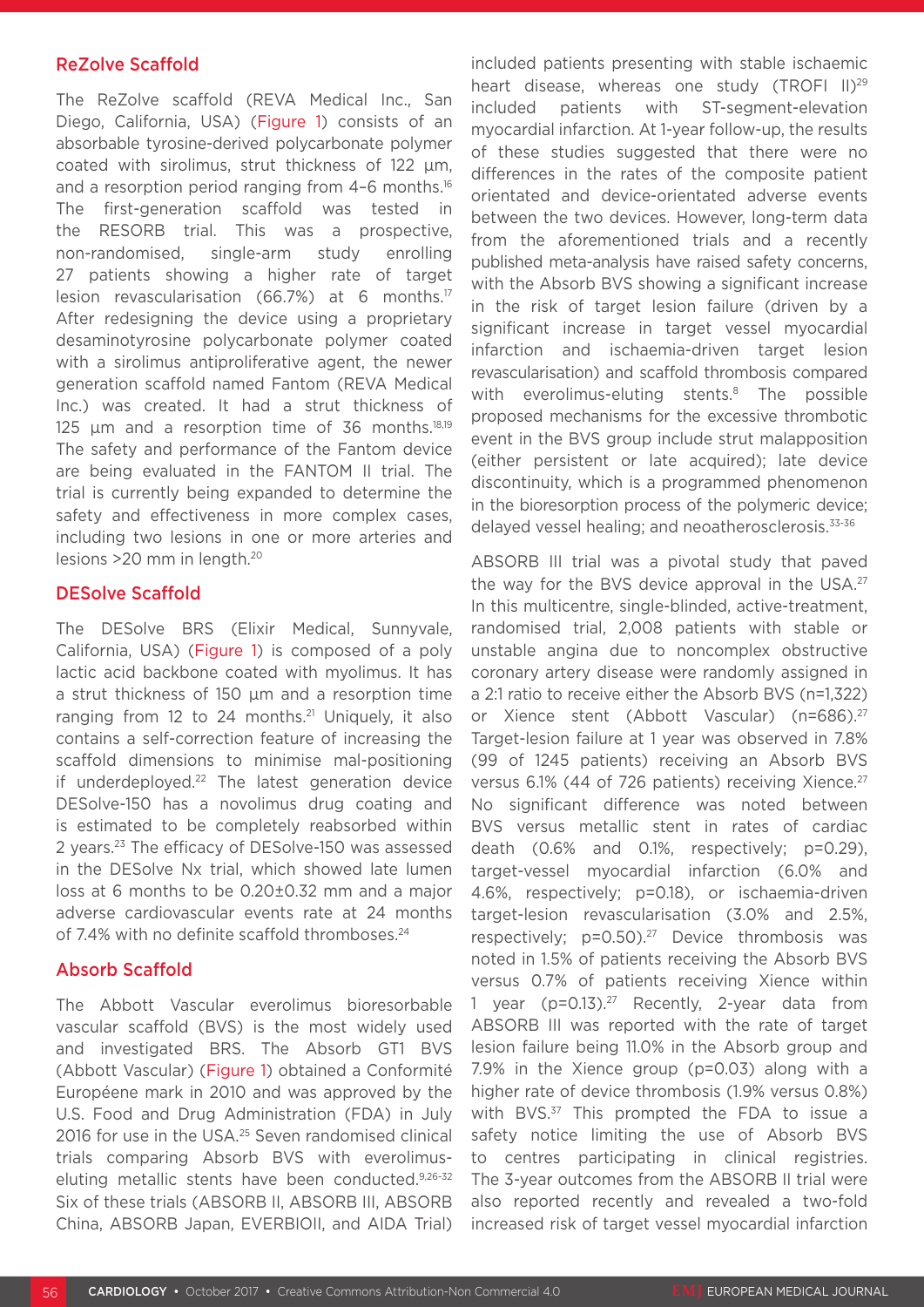## ReZolve Scaffold

The ReZolve scaffold (REVA Medical Inc., San Diego, California, USA) (Figure 1) consists of an absorbable tyrosine-derived polycarbonate polymer coated with sirolimus, strut thickness of 122 µm, and a resorption period ranging from 4–6 months.[16] The first-generation scaffold was tested in the RESORB trial. This was a prospective, non-randomised, single-arm study enrolling 27 patients showing a higher rate of target lesion revascularisation (66.7%) at 6 months.[17] After redesigning the device using a proprietary desaminotyrosine polycarbonate polymer coated with a sirolimus antiproliferative agent, the newer generation scaffold named Fantom (REVA Medical Inc.) was created. It had a strut thickness of 125 µm and a resorption time of 36 months.[18,19] The safety and performance of the Fantom device are being evaluated in the FANTOM II trial. The trial is currently being expanded to determine the safety and effectiveness in more complex cases, including two lesions in one or more arteries and lesions >20 mm in length.[20]

## DESolve Scaffold

The DESolve BRS (Elixir Medical, Sunnyvale, California, USA) (Figure 1) is composed of a poly lactic acid backbone coated with myolimus. It has a strut thickness of 150 µm and a resorption time ranging from 12 to 24 months.[21] Uniquely, it also contains a self-correction feature of increasing the scaffold dimensions to minimise mal-positioning if underdeployed.[22] The latest generation device DESolve-150 has a novolimus drug coating and is estimated to be completely reabsorbed within 2 years.[23] The efficacy of DESolve-150 was assessed in the DESolve Nx trial, which showed late lumen loss at 6 months to be 0.20±0.32 mm and a major adverse cardiovascular events rate at 24 months of 7.4% with no definite scaffold thromboses.[24]

## Absorb Scaffold

The Abbott Vascular everolimus bioresorbable vascular scaffold (BVS) is the most widely used and investigated BRS. The Absorb GT1 BVS (Abbott Vascular) (Figure 1) obtained a Conformité Européene mark in 2010 and was approved by the U.S. Food and Drug Administration (FDA) in July 2016 for use in the USA.[25] Seven randomised clinical trials comparing Absorb BVS with everolimus-eluting metallic stents have been conducted.[9,26-32] Six of these trials (ABSORB II, ABSORB III, ABSORB China, ABSORB Japan, EVERBIOII, and AIDA Trial) included patients presenting with stable ischaemic heart disease, whereas one study (TROFI II)[29] included patients with ST-segment-elevation myocardial infarction. At 1-year follow-up, the results of these studies suggested that there were no differences in the rates of the composite patient orientated and device-orientated adverse events between the two devices. However, long-term data from the aforementioned trials and a recently published meta-analysis have raised safety concerns, with the Absorb BVS showing a significant increase in the risk of target lesion failure (driven by a significant increase in target vessel myocardial infarction and ischaemia-driven target lesion revascularisation) and scaffold thrombosis compared with everolimus-eluting stents.[8] The possible proposed mechanisms for the excessive thrombotic event in the BVS group include strut malapposition (either persistent or late acquired); late device discontinuity, which is a programmed phenomenon in the bioresorption process of the polymeric device; delayed vessel healing; and neoatherosclerosis.[33-36]

ABSORB III trial was a pivotal study that paved the way for the BVS device approval in the USA.[27] In this multicentre, single-blinded, active-treatment, randomised trial, 2,008 patients with stable or unstable angina due to noncomplex obstructive coronary artery disease were randomly assigned in a 2:1 ratio to receive either the Absorb BVS (n=1,322) or Xience stent (Abbott Vascular) (n=686).[27] Target-lesion failure at 1 year was observed in 7.8% (99 of 1245 patients) receiving an Absorb BVS versus 6.1% (44 of 726 patients) receiving Xience.[27] No significant difference was noted between BVS versus metallic stent in rates of cardiac death (0.6% and 0.1%, respectively; p=0.29), target-vessel myocardial infarction (6.0% and 4.6%, respectively; p=0.18), or ischaemia-driven target-lesion revascularisation (3.0% and 2.5%, respectively; p=0.50).[27] Device thrombosis was noted in 1.5% of patients receiving the Absorb BVS versus 0.7% of patients receiving Xience within 1 year (p=0.13).[27] Recently, 2-year data from ABSORB III was reported with the rate of target lesion failure being 11.0% in the Absorb group and 7.9% in the Xience group (p=0.03) along with a higher rate of device thrombosis (1.9% versus 0.8%) with BVS.[37] This prompted the FDA to issue a safety notice limiting the use of Absorb BVS to centres participating in clinical registries. The 3-year outcomes from the ABSORB II trial were also reported recently and revealed a two-fold increased risk of target vessel myocardial infarction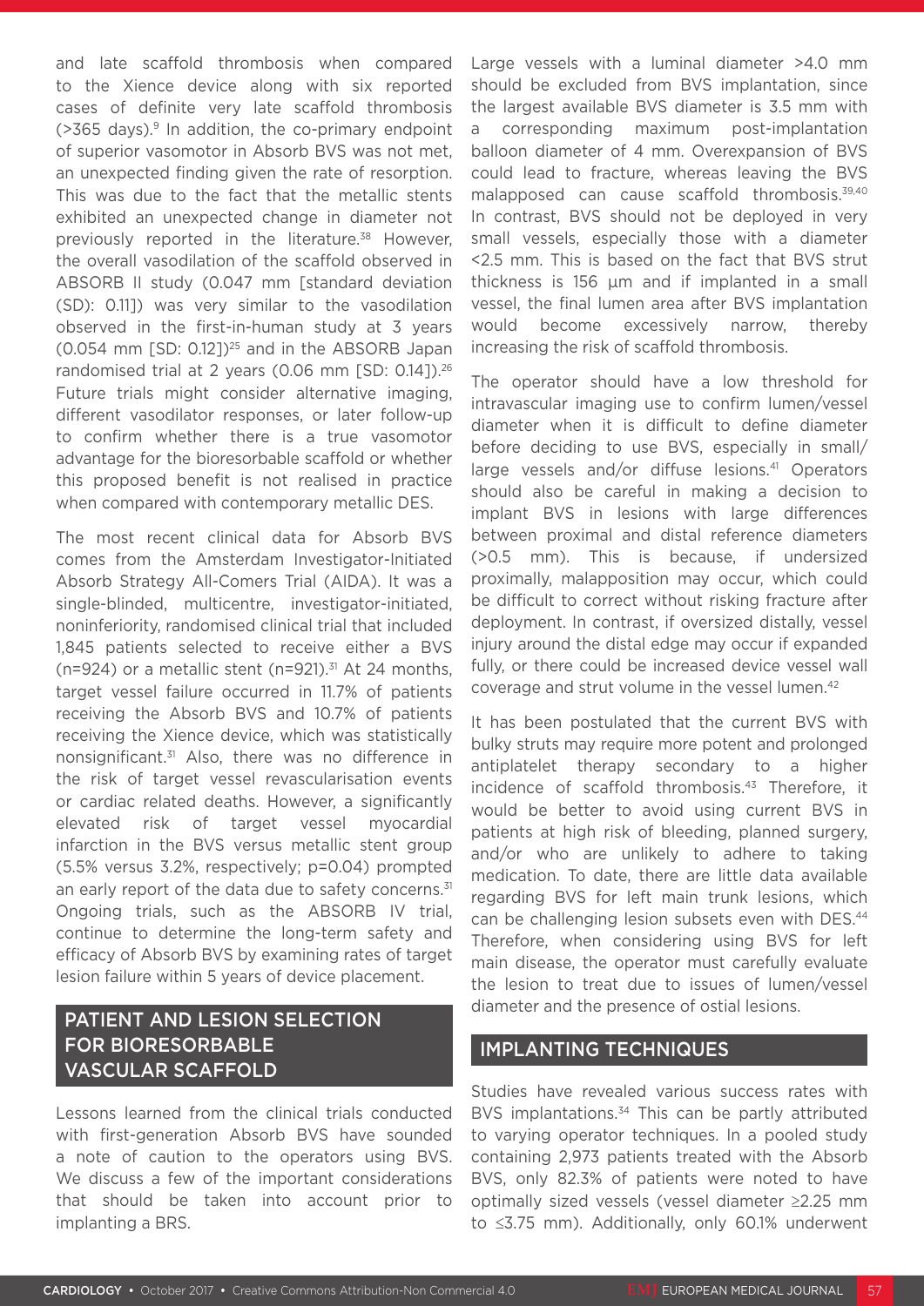and late scaffold thrombosis when compared to the Xience device along with six reported cases of definite very late scaffold thrombosis (>365 days).[9] In addition, the co-primary endpoint of superior vasomotor in Absorb BVS was not met, an unexpected finding given the rate of resorption. This was due to the fact that the metallic stents exhibited an unexpected change in diameter not previously reported in the literature.[38] However, the overall vasodilation of the scaffold observed in ABSORB II study (0.047 mm [standard deviation (SD): 0.11]) was very similar to the vasodilation observed in the first-in-human study at 3 years (0.054 mm [SD: 0.12])[25] and in the ABSORB Japan randomised trial at 2 years (0.06 mm [SD: 0.14]).[26] Future trials might consider alternative imaging, different vasodilator responses, or later follow-up to confirm whether there is a true vasomotor advantage for the bioresorbable scaffold or whether this proposed benefit is not realised in practice when compared with contemporary metallic DES.

The most recent clinical data for Absorb BVS comes from the Amsterdam Investigator-Initiated Absorb Strategy All-Comers Trial (AIDA). It was a single-blinded, multicentre, investigator-initiated, noninferiority, randomised clinical trial that included 1,845 patients selected to receive either a BVS (n=924) or a metallic stent (n=921).[31] At 24 months, target vessel failure occurred in 11.7% of patients receiving the Absorb BVS and 10.7% of patients receiving the Xience device, which was statistically nonsignificant.[31] Also, there was no difference in the risk of target vessel revascularisation events or cardiac related deaths. However, a significantly elevated risk of target vessel myocardial infarction in the BVS versus metallic stent group (5.5% versus 3.2%, respectively; p=0.04) prompted an early report of the data due to safety concerns.[31] Ongoing trials, such as the ABSORB IV trial, continue to determine the long-term safety and efficacy of Absorb BVS by examining rates of target lesion failure within 5 years of device placement.

## PATIENT AND LESION SELECTION FOR BIORESORBABLE VASCULAR SCAFFOLD

Lessons learned from the clinical trials conducted with first-generation Absorb BVS have sounded a note of caution to the operators using BVS. We discuss a few of the important considerations that should be taken into account prior to implanting a BRS.

Large vessels with a luminal diameter >4.0 mm should be excluded from BVS implantation, since the largest available BVS diameter is 3.5 mm with a corresponding maximum post-implantation balloon diameter of 4 mm. Overexpansion of BVS could lead to fracture, whereas leaving the BVS malapposed can cause scaffold thrombosis.[39,40] In contrast, BVS should not be deployed in very small vessels, especially those with a diameter <2.5 mm. This is based on the fact that BVS strut thickness is 156 μm and if implanted in a small vessel, the final lumen area after BVS implantation would become excessively narrow, thereby increasing the risk of scaffold thrombosis.

The operator should have a low threshold for intravascular imaging use to confirm lumen/vessel diameter when it is difficult to define diameter before deciding to use BVS, especially in small/large vessels and/or diffuse lesions.[41] Operators should also be careful in making a decision to implant BVS in lesions with large differences between proximal and distal reference diameters (>0.5 mm). This is because, if undersized proximally, malapposition may occur, which could be difficult to correct without risking fracture after deployment. In contrast, if oversized distally, vessel injury around the distal edge may occur if expanded fully, or there could be increased device vessel wall coverage and strut volume in the vessel lumen.[42]

It has been postulated that the current BVS with bulky struts may require more potent and prolonged antiplatelet therapy secondary to a higher incidence of scaffold thrombosis.[43] Therefore, it would be better to avoid using current BVS in patients at high risk of bleeding, planned surgery, and/or who are unlikely to adhere to taking medication. To date, there are little data available regarding BVS for left main trunk lesions, which can be challenging lesion subsets even with DES.[44] Therefore, when considering using BVS for left main disease, the operator must carefully evaluate the lesion to treat due to issues of lumen/vessel diameter and the presence of ostial lesions.

## IMPLANTING TECHNIQUES

Studies have revealed various success rates with BVS implantations.[34] This can be partly attributed to varying operator techniques. In a pooled study containing 2,973 patients treated with the Absorb BVS, only 82.3% of patients were noted to have optimally sized vessels (vessel diameter ≥2.25 mm to ≤3.75 mm). Additionally, only 60.1% underwent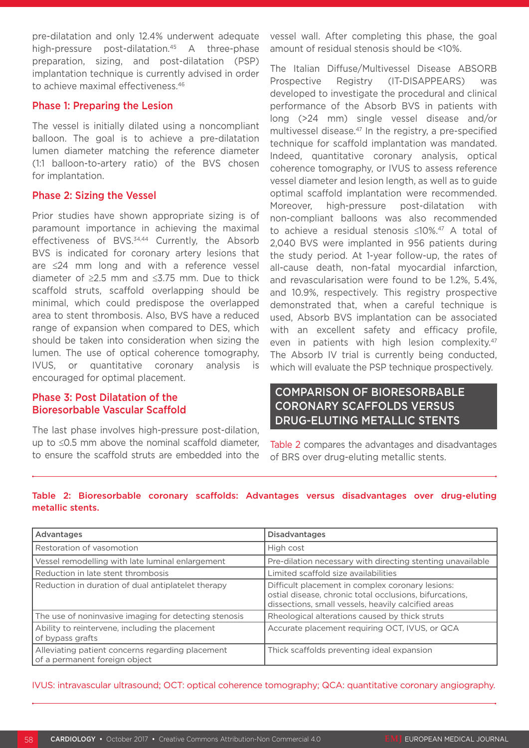pre-dilatation and only 12.4% underwent adequate high-pressure post-dilatation.[45] A three-phase preparation, sizing, and post-dilatation (PSP) implantation technique is currently advised in order to achieve maximal effectiveness.[46]

### Phase 1: Preparing the Lesion

The vessel is initially dilated using a noncompliant balloon. The goal is to achieve a pre-dilatation lumen diameter matching the reference diameter (1:1 balloon-to-artery ratio) of the BVS chosen for implantation.

### Phase 2: Sizing the Vessel

Prior studies have shown appropriate sizing is of paramount importance in achieving the maximal effectiveness of BVS.[34,44] Currently, the Absorb BVS is indicated for coronary artery lesions that are ≤24 mm long and with a reference vessel diameter of ≥2.5 mm and ≤3.75 mm. Due to thick scaffold struts, scaffold overlapping should be minimal, which could predispose the overlapped area to stent thrombosis. Also, BVS have a reduced range of expansion when compared to DES, which should be taken into consideration when sizing the lumen. The use of optical coherence tomography, IVUS, or quantitative coronary analysis is encouraged for optimal placement.

### Phase 3: Post Dilatation of the Bioresorbable Vascular Scaffold

The last phase involves high-pressure post-dilation, up to ≤0.5 mm above the nominal scaffold diameter, to ensure the scaffold struts are embedded into the vessel wall. After completing this phase, the goal amount of residual stenosis should be <10%.

The Italian Diffuse/Multivessel Disease ABSORB Prospective Registry (IT-DISAPPEARS) was developed to investigate the procedural and clinical performance of the Absorb BVS in patients with long (>24 mm) single vessel disease and/or multivessel disease.[47] In the registry, a pre-specified technique for scaffold implantation was mandated. Indeed, quantitative coronary analysis, optical coherence tomography, or IVUS to assess reference vessel diameter and lesion length, as well as to guide optimal scaffold implantation were recommended. Moreover, high-pressure post-dilatation with non-compliant balloons was also recommended to achieve a residual stenosis ≤10%.[47] A total of 2,040 BVS were implanted in 956 patients during the study period. At 1-year follow-up, the rates of all-cause death, non-fatal myocardial infarction, and revascularisation were found to be 1.2%, 5.4%, and 10.9%, respectively. This registry prospective demonstrated that, when a careful technique is used, Absorb BVS implantation can be associated with an excellent safety and efficacy profile, even in patients with high lesion complexity.[47] The Absorb IV trial is currently being conducted, which will evaluate the PSP technique prospectively.

## COMPARISON OF BIORESORBABLE CORONARY SCAFFOLDS VERSUS DRUG-ELUTING METALLIC STENTS

Table 2 compares the advantages and disadvantages of BRS over drug-eluting metallic stents.

**Table 2: Bioresorbable coronary scaffolds: Advantages versus disadvantages over drug-eluting metallic stents.**

| Advantages | Disadvantages |
|---|---|
| Restoration of vasomotion | High cost |
| Vessel remodelling with late luminal enlargement | Pre-dilation necessary with directing stenting unavailable |
| Reduction in late stent thrombosis | Limited scaffold size availabilities |
| Reduction in duration of dual antiplatelet therapy | Difficult placement in complex coronary lesions: ostial disease, chronic total occlusions, bifurcations, dissections, small vessels, heavily calcified areas |
| The use of noninvasive imaging for detecting stenosis | Rheological alterations caused by thick struts |
| Ability to reintervene, including the placement of bypass grafts | Accurate placement requiring OCT, IVUS, or QCA |
| Alleviating patient concerns regarding placement of a permanent foreign object | Thick scaffolds preventing ideal expansion |

IVUS: intravascular ultrasound; OCT: optical coherence tomography; QCA: quantitative coronary angiography.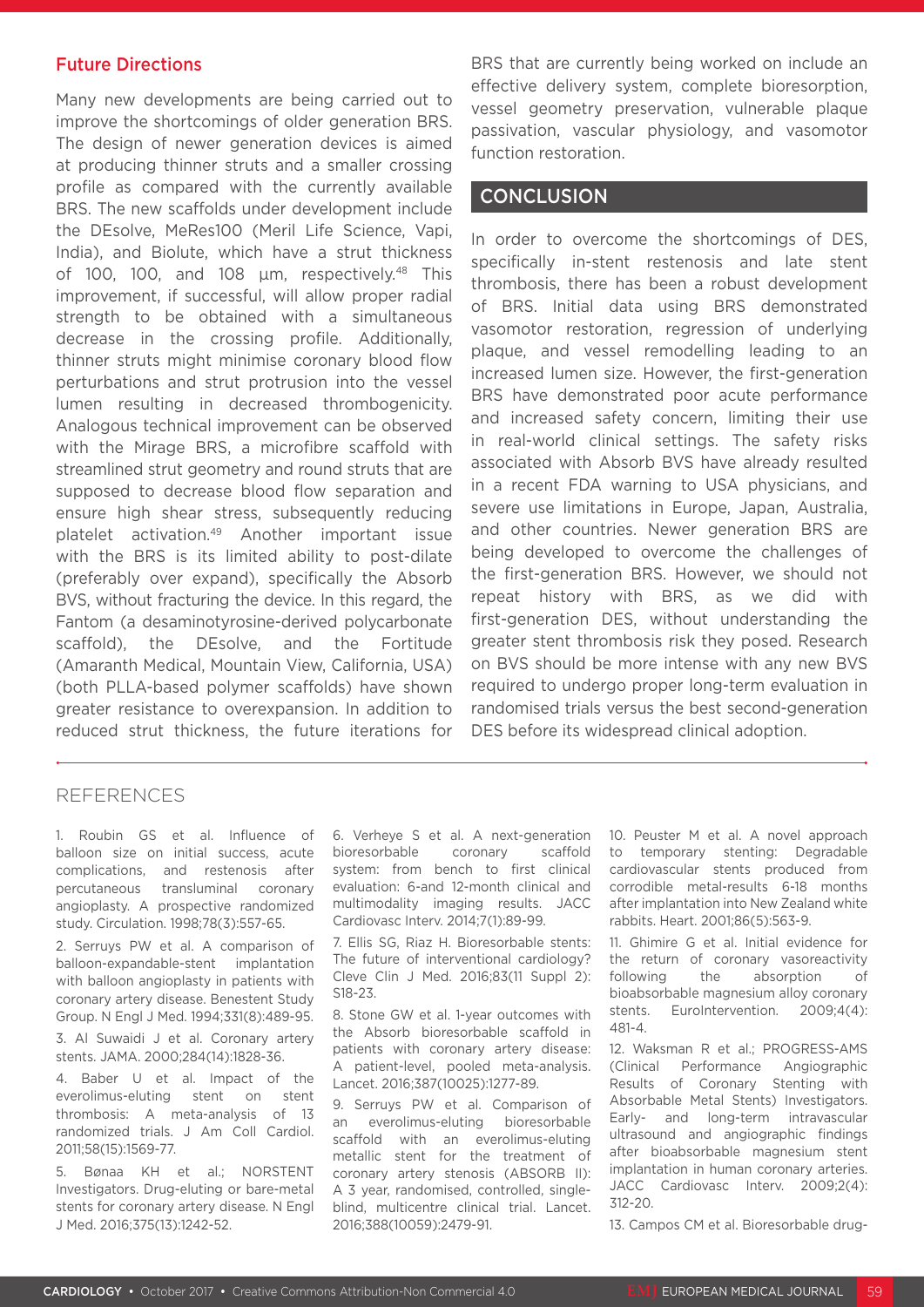### Future Directions

Many new developments are being carried out to improve the shortcomings of older generation BRS. The design of newer generation devices is aimed at producing thinner struts and a smaller crossing profile as compared with the currently available BRS. The new scaffolds under development include the DEsolve, MeRes100 (Meril Life Science, Vapi, India), and Biolute, which have a strut thickness of 100, 100, and 108 µm, respectively.[48] This improvement, if successful, will allow proper radial strength to be obtained with a simultaneous decrease in the crossing profile. Additionally, thinner struts might minimise coronary blood flow perturbations and strut protrusion into the vessel lumen resulting in decreased thrombogenicity. Analogous technical improvement can be observed with the Mirage BRS, a microfibre scaffold with streamlined strut geometry and round struts that are supposed to decrease blood flow separation and ensure high shear stress, subsequently reducing platelet activation.[49] Another important issue with the BRS is its limited ability to post-dilate (preferably over expand), specifically the Absorb BVS, without fracturing the device. In this regard, the Fantom (a desaminotyrosine-derived polycarbonate scaffold), the DEsolve, and the Fortitude (Amaranth Medical, Mountain View, California, USA) (both PLLA-based polymer scaffolds) have shown greater resistance to overexpansion. In addition to reduced strut thickness, the future iterations for BRS that are currently being worked on include an effective delivery system, complete bioresorption, vessel geometry preservation, vulnerable plaque passivation, vascular physiology, and vasomotor function restoration.

## CONCLUSION

In order to overcome the shortcomings of DES, specifically in-stent restenosis and late stent thrombosis, there has been a robust development of BRS. Initial data using BRS demonstrated vasomotor restoration, regression of underlying plaque, and vessel remodelling leading to an increased lumen size. However, the first-generation BRS have demonstrated poor acute performance and increased safety concern, limiting their use in real-world clinical settings. The safety risks associated with Absorb BVS have already resulted in a recent FDA warning to USA physicians, and severe use limitations in Europe, Japan, Australia, and other countries. Newer generation BRS are being developed to overcome the challenges of the first-generation BRS. However, we should not repeat history with BRS, as we did with first-generation DES, without understanding the greater stent thrombosis risk they posed. Research on BVS should be more intense with any new BVS required to undergo proper long-term evaluation in randomised trials versus the best second-generation DES before its widespread clinical adoption.

## REFERENCES

1. Roubin GS et al. Influence of balloon size on initial success, acute complications, and restenosis after percutaneous transluminal coronary angioplasty. A prospective randomized study. Circulation. 1998;78(3):557-65.

2. Serruys PW et al. A comparison of balloon-expandable-stent implantation with balloon angioplasty in patients with coronary artery disease. Benestent Study Group. N Engl J Med. 1994;331(8):489-95.

3. Al Suwaidi J et al. Coronary artery stents. JAMA. 2000;284(14):1828-36.

4. Baber U et al. Impact of the everolimus-eluting stent on stent thrombosis: A meta-analysis of 13 randomized trials. J Am Coll Cardiol. 2011;58(15):1569-77.

5. Bønaa KH et al.; NORSTENT Investigators. Drug-eluting or bare-metal stents for coronary artery disease. N Engl J Med. 2016;375(13):1242-52.

6. Verheye S et al. A next-generation bioresorbable coronary scaffold system: from bench to first clinical evaluation: 6-and 12-month clinical and multimodality imaging results. JACC Cardiovasc Interv. 2014;7(1):89-99.

7. Ellis SG, Riaz H. Bioresorbable stents: The future of interventional cardiology? Cleve Clin J Med. 2016;83(11 Suppl 2): S18-23.

8. Stone GW et al. 1-year outcomes with the Absorb bioresorbable scaffold in patients with coronary artery disease: A patient-level, pooled meta-analysis. Lancet. 2016;387(10025):1277-89.

9. Serruys PW et al. Comparison of an everolimus-eluting bioresorbable scaffold with an everolimus-eluting metallic stent for the treatment of coronary artery stenosis (ABSORB II): A 3 year, randomised, controlled, single-blind, multicentre clinical trial. Lancet. 2016;388(10059):2479-91.

10. Peuster M et al. A novel approach to temporary stenting: Degradable cardiovascular stents produced from corrodible metal-results 6-18 months after implantation into New Zealand white rabbits. Heart. 2001;86(5):563-9.

11. Ghimire G et al. Initial evidence for the return of coronary vasoreactivity following the absorption of bioabsorbable magnesium alloy coronary stents. EuroIntervention. 2009;4(4):481-4.

12. Waksman R et al.; PROGRESS-AMS (Clinical Performance Angiographic Results of Coronary Stenting with Absorbable Metal Stents) Investigators. Early- and long-term intravascular ultrasound and angiographic findings after bioabsorbable magnesium stent implantation in human coronary arteries. JACC Cardiovasc Interv. 2009;2(4):312-20.

13. Campos CM et al. Bioresorbable drug-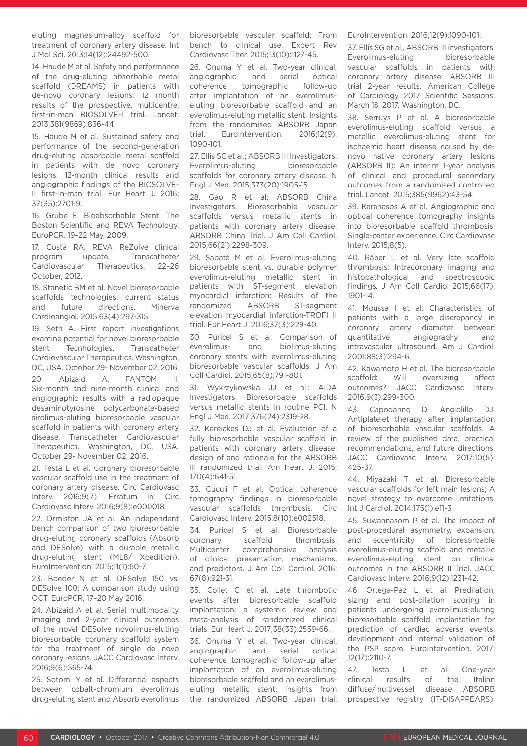eluting magnesium-alloy scaffold for treatment of coronary artery disease. Int J Mol Sci. 2013;14(12):24492-500.

14. Haude M et al. Safety and performance of the drug-eluting absorbable metal scaffold (DREAMS) in patients with de-novo coronary lesions: 12 month results of the prospective, multicentre, first-in-man BIOSOLVE-I trial. Lancet. 2013;381(9869):836-44.

15. Haude M et al. Sustained safety and performance of the second-generation drug-eluting absorbable metal scaffold in patients with de novo coronary lesions: 12-month clinical results and angiographic findings of the BIOSOLVE-II first-in-man trial. Eur Heart J. 2016; 37(35):2701-9.

16. Grube E. Bioabsorbable Stent. The Boston Scientific and REVA Technology. EuroPCR. 19–22 May, 2009.

17. Costa RA. REVA ReZolve clinical program update. Transcatheter Cardiovascular Therapeutics, 22–26 October, 2012.

18. Stanetic BM et al. Novel bioresorbable scaffolds technologies: current status and future directions. Minerva Cardioangiol. 2015;63(4):297-315.

19. Seth A. First report investigations examine potential for novel bioresorbable stent Tecnhologies. Transcatheter Cardiovascular Therapeutics. Washington, DC, USA. October 29- November 02, 2016.

20. Abizaid A. FANTOM II: Six-month and nine-month clinical and angiographic results with a radiopaque desaminotyrosine polycarbonate-based sirolimus-eluting bioresorbable vascular scaffold in patients with coronary artery disease. Transcatheter Cardiovascular Therapeutics. Washington, DC, USA. October 29- November 02, 2016.

21. Testa L et al. Coronary bioresorbable vascular scaffold use in the treatment of coronary artery disease. Circ Cardiovasc Interv. 2016;9(7). Erratum in: Circ Cardiovasc Interv. 2016;9(8):e000018.

22. Ormiston JA et al. An independent bench comparison of two bioresorbable drug-eluting coronary scaffolds (Absorb and DESolve) with a durable metallic drug-eluting stent (ML8/ Xpedition). EuroIntervention. 2015;11(1):60-7.

23. Boeder N et al. DESolve 150 vs. DESolve 100: A comparison study using OCT. EuroPCR, 17–20 May 2016.

24. Abizaid A et al. Serial multimodality imaging and 2-year clinical outcomes of the novel DESolve novolimus-eluting bioresorbable coronary scaffold system for the treatment of single de novo coronary lesions. JACC Cardiovasc Interv. 2016;9(6):565-74.

25. Sotomi Y et al. Differential aspects between cobalt-chromium everolimus drug-eluting stent and Absorb everolimus bioresorbable vascular scaffold: From bench to clinical use. Expert Rev Cardiovasc Ther. 2015;13(10):1127-45.

26. Onuma Y et al. Two-year clinical, angiographic, and serial optical coherence tomographic follow-up after implantation of an everolimus-eluting bioresorbable scaffold and an everolimus-eluting metallic stent: Insights from the randomised ABSORB Japan trial. EuroIntervention. 2016;12(9): 1090-101.

27. Ellis SG et al.; ABSORB III Investigators. Everolimus-eluting bioresorbable scaffolds for coronary artery disease. N Engl J Med. 2015;373(20):1905-15.

28. Gao R et al; ABSORB China Investigators. Bioresorbable vascular scaffolds versus metallic stents in patients with coronary artery disease: ABSORB China Trial. J Am Coll Cardiol. 2015;66(21):2298-309.

29. Sabaté M et al. Everolimus-eluting bioresorbable stent vs. durable polymer everolimus-eluting metallic stent in patients with ST-segment elevation myocardial infarction: Results of the randomized ABSORB ST-segment elevation myocardial infarction-TROFI II trial. Eur Heart J. 2016;37(3):229-40.

30. Puricel S et al. Comparison of everolimus- and biolimus-eluting coronary stents with everolimus-eluting bioresorbable vascular scaffolds. J Am Coll Cardiol. 2015;65(8):791-801.

31. Wykrzykowska JJ et al.; AIDA Investigators. Bioresorbable scaffolds versus metallic stents in routine PCI. N Engl J Med. 2017;376(24):2319-28.

32. Kereiakes DJ et al. Evaluation of a fully bioresorbable vascular scaffold in patients with coronary artery disease: design of and rationale for the ABSORB III randomized trial. Am Heart J. 2015; 170(4):641-51.

33. Cuculi F et al. Optical coherence tomography findings in bioresorbable vascular scaffolds thrombosis. Circ Cardiovasc Interv. 2015;8(10):e002518.

34. Puricel S et al. Bioresorbable coronary scaffold thrombosis: Multicenter comprehensive analysis of clinical presentation, mechanisms, and predictors. J Am Coll Cardiol. 2016; 67(8):921-31.

35. Collet C et al. Late thrombotic events after bioresorbable scaffold implantation: a systemic review and meta-analysis of randomized clinical trials. Eur Heart J. 2017;38(33):2559-66.

36. Onuma Y et al. Two-year clinical, angiographic, and serial optical coherence tomographic follow-up after implantation of an everolimus-eluting bioresorbable scaffold and an everolimus-eluting metallic stent: Insights from the randomized ABSORB Japan trial. EuroIntervention. 2016;12(9):1090-101.

37. Ellis SG et al., ABSORB III investigators. Everolimus-eluting bioresorbable vascular scaffolds in patients with coronary artery disease: ABSORB III trial 2-year results. American College of Cardiology 2017 Scientific Sessions; March 18, 2017. Washington, DC.

38. Serruys P et al. A bioresorbable everolimus-eluting scaffold versus a metallic everolimus-eluting stent for ischaemic heart disease caused by de-novo native coronary artery lesions (ABSORB II): An interim 1-year analysis of clinical and procedural secondary outcomes from a randomised controlled trial. Lancet. 2015;385(9962):43-54.

39. Karanasos A et al. Angiographic and optical coherence tomography insights into bioresorbable scaffold thrombosis: Single-center experience. Circ Cardiovasc Interv. 2015;8(5).

40. Räber L et al. Very late scaffold thrombosis: Intracoronary imaging and histopathological and spectroscopic findings. J Am Coll Cardiol 2015;66(17): 1901-14.

41. Moussa I et al. Characteristics of patients with a large discrepancy in coronary artery diameter between quantitative angiography and intravascular ultrasound. Am J Cardiol. 2001;88(3):294-6.

42. Kawamoto H et al. The bioresorbable scaffold: Will oversizing affect outcomes?. JACC Cardiovasc Interv. 2016;9(3):299-300.

43. Capodanno D, Angiolillo DJ. Antiplatelet therapy after implantation of bioresorbable vascular scaffolds. A review of the published data, practical recommendations, and future directions. JACC Cardiovasc Interv. 2017;10(5): 425-37.

44. Miyazaki T et al. Bioresorbable vascular scaffolds for left main lesions; A novel strategy to overcome limitations. Int J Cardiol. 2014;175(1):e11-3.

45. Suwannasom P et al. The impact of post-procedural asymmetry, expansion, and eccentricity of bioresorbable everolimus-eluting scaffold and metallic everolimus-eluting stent on clinical outcomes in the ABSORB II Trial. JACC Cardiovasc Interv. 2016;9(12):1231-42.

46. Ortega-Paz L et al. Predilation, sizing and post-dilation scoring in patients undergoing everolimus-eluting bioresorbable scaffold implantation for prediction of cardiac adverse events: development and internal validation of the PSP score. EuroIntervention. 2017; 12(17):2110-7.

47. Testa L et al. One-year clinical results of the Italian diffuse/multivessel disease ABSORB prospective registry (IT-DISAPPEARS).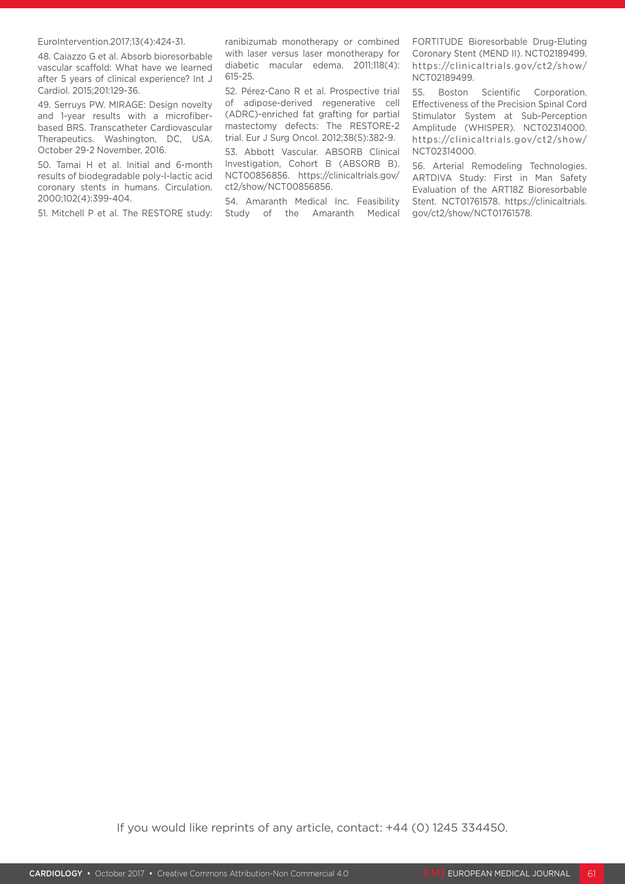EuroIntervention.2017;13(4):424-31.

48. Caiazzo G et al. Absorb bioresorbable vascular scaffold: What have we learned after 5 years of clinical experience? Int J Cardiol. 2015;201:129-36.

49. Serruys PW. MIRAGE: Design novelty and 1-year results with a microfiber-based BRS. Transcatheter Cardiovascular Therapeutics. Washington, DC, USA. October 29-2 November, 2016.

50. Tamai H et al. Initial and 6-month results of biodegradable poly-l-lactic acid coronary stents in humans. Circulation. 2000;102(4):399-404.

51. Mitchell P et al. The RESTORE study: ranibizumab monotherapy or combined with laser versus laser monotherapy for diabetic macular edema. 2011;118(4): 615-25.

52. Pérez-Cano R et al. Prospective trial of adipose-derived regenerative cell (ADRC)-enriched fat grafting for partial mastectomy defects: The RESTORE-2 trial. Eur J Surg Oncol. 2012;38(5):382-9.

53. Abbott Vascular. ABSORB Clinical Investigation, Cohort B (ABSORB B). NCT00856856. https://clinicaltrials.gov/ct2/show/NCT00856856.

54. Amaranth Medical Inc. Feasibility Study of the Amaranth Medical FORTITUDE Bioresorbable Drug-Eluting Coronary Stent (MEND II). NCT02189499. https://clinicaltrials.gov/ct2/show/NCT02189499.

55. Boston Scientific Corporation. Effectiveness of the Precision Spinal Cord Stimulator System at Sub-Perception Amplitude (WHISPER). NCT02314000. https://clinicaltrials.gov/ct2/show/NCT02314000.

56. Arterial Remodeling Technologies. ARTDIVA Study: First in Man Safety Evaluation of the ART18Z Bioresorbable Stent. NCT01761578. https://clinicaltrials.gov/ct2/show/NCT01761578.

If you would like reprints of any article, contact: +44 (0) 1245 334450.